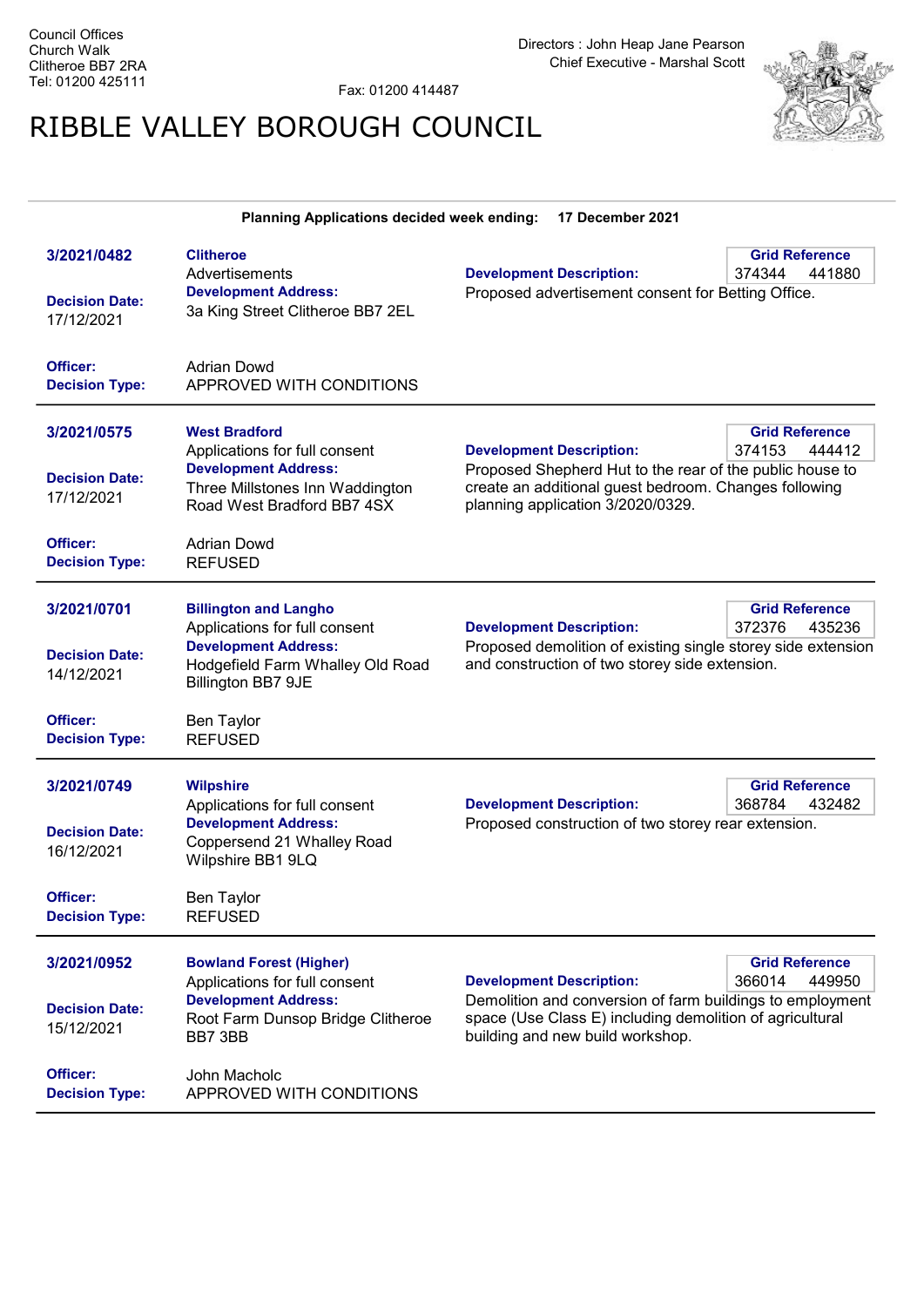Council Offices
Church Walk
Clitheroe BB7 2RA
Tel: 01200 425111

Fax: 01200 414487

Directors : John Heap Jane Pearson
Chief Executive - Marshal Scott

# RIBBLE VALLEY BOROUGH COUNCIL

**Planning Applications decided week ending: 17 December 2021**

---

**3/2021/0482**

**Decision Date:** 17/12/2021

**Clitheroe**
Advertisements
**Development Address:**
3a King Street Clitheroe BB7 2EL

**Development Description:**
Proposed advertisement consent for Betting Office.

**Grid Reference** 374344 441880

**Officer:** Adrian Dowd
**Decision Type:** APPROVED WITH CONDITIONS

---

**3/2021/0575**

**Decision Date:** 17/12/2021

**West Bradford**
Applications for full consent
**Development Address:**
Three Millstones Inn Waddington Road West Bradford BB7 4SX

**Development Description:**
Proposed Shepherd Hut to the rear of the public house to create an additional guest bedroom. Changes following planning application 3/2020/0329.

**Grid Reference** 374153 444412

**Officer:** Adrian Dowd
**Decision Type:** REFUSED

---

**3/2021/0701**

**Decision Date:** 14/12/2021

**Billington and Langho**
Applications for full consent
**Development Address:**
Hodgefield Farm Whalley Old Road Billington BB7 9JE

**Development Description:**
Proposed demolition of existing single storey side extension and construction of two storey side extension.

**Grid Reference** 372376 435236

**Officer:** Ben Taylor
**Decision Type:** REFUSED

---

**3/2021/0749**

**Decision Date:** 16/12/2021

**Wilpshire**
Applications for full consent
**Development Address:**
Coppersend 21 Whalley Road Wilpshire BB1 9LQ

**Development Description:**
Proposed construction of two storey rear extension.

**Grid Reference** 368784 432482

**Officer:** Ben Taylor
**Decision Type:** REFUSED

---

**3/2021/0952**

**Decision Date:** 15/12/2021

**Bowland Forest (Higher)**
Applications for full consent
**Development Address:**
Root Farm Dunsop Bridge Clitheroe BB7 3BB

**Development Description:**
Demolition and conversion of farm buildings to employment space (Use Class E) including demolition of agricultural building and new build workshop.

**Grid Reference** 366014 449950

**Officer:** John Macholc
**Decision Type:** APPROVED WITH CONDITIONS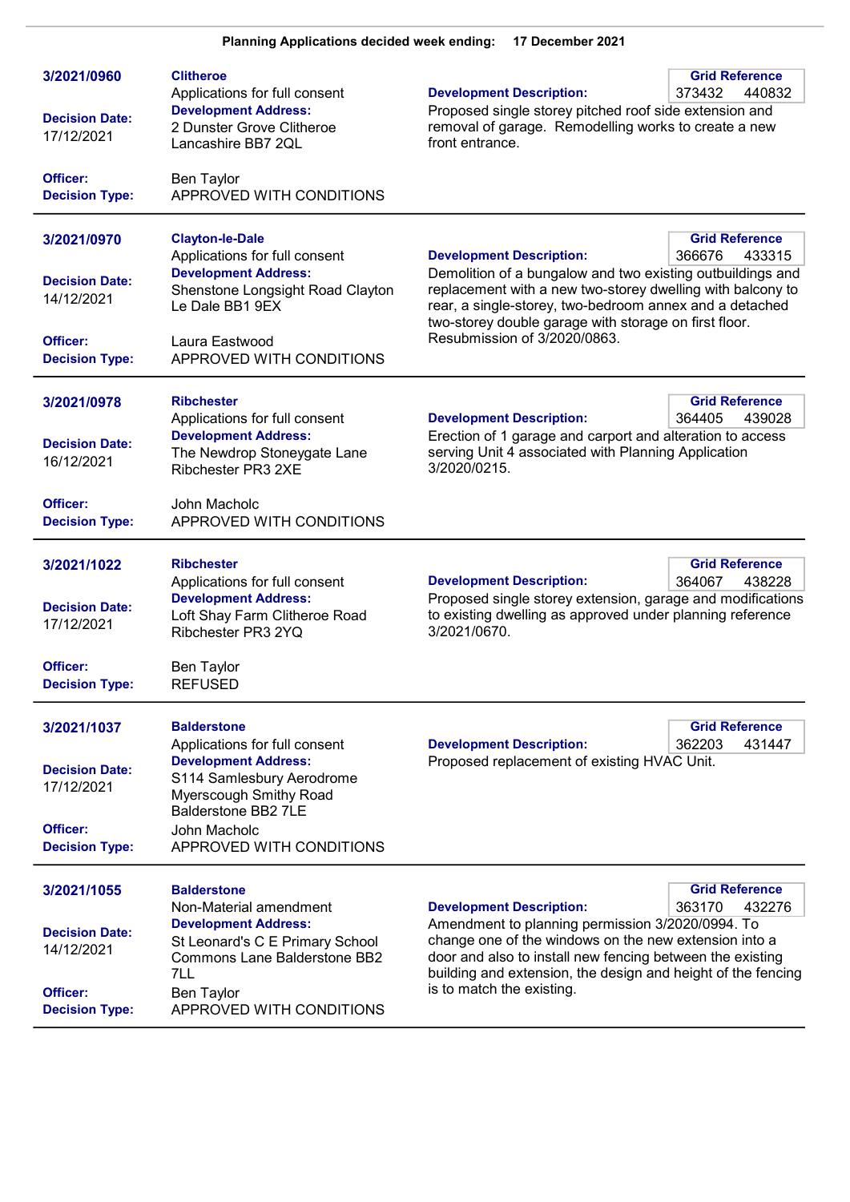**Planning Applications decided week ending: 17 December 2021**

---

**3/2021/0960**

**Clitheroe**
Applications for full consent

**Development Address:**
2 Dunster Grove Clitheroe Lancashire BB7 2QL

**Decision Date:** 17/12/2021

**Officer:** Ben Taylor

**Decision Type:** APPROVED WITH CONDITIONS

**Development Description:**
Proposed single storey pitched roof side extension and removal of garage. Remodelling works to create a new front entrance.

**Grid Reference:** 373432 440832

---

**3/2021/0970**

**Clayton-le-Dale**
Applications for full consent

**Development Address:**
Shenstone Longsight Road Clayton Le Dale BB1 9EX

**Decision Date:** 14/12/2021

**Officer:** Laura Eastwood

**Decision Type:** APPROVED WITH CONDITIONS

**Development Description:**
Demolition of a bungalow and two existing outbuildings and replacement with a new two-storey dwelling with balcony to rear, a single-storey, two-bedroom annex and a detached two-storey double garage with storage on first floor. Resubmission of 3/2020/0863.

**Grid Reference:** 366676 433315

---

**3/2021/0978**

**Ribchester**
Applications for full consent

**Development Address:**
The Newdrop Stoneygate Lane Ribchester PR3 2XE

**Decision Date:** 16/12/2021

**Officer:** John Macholc

**Decision Type:** APPROVED WITH CONDITIONS

**Development Description:**
Erection of 1 garage and carport and alteration to access serving Unit 4 associated with Planning Application 3/2020/0215.

**Grid Reference:** 364405 439028

---

**3/2021/1022**

**Ribchester**
Applications for full consent

**Development Address:**
Loft Shay Farm Clitheroe Road Ribchester PR3 2YQ

**Decision Date:** 17/12/2021

**Officer:** Ben Taylor

**Decision Type:** REFUSED

**Development Description:**
Proposed single storey extension, garage and modifications to existing dwelling as approved under planning reference 3/2021/0670.

**Grid Reference:** 364067 438228

---

**3/2021/1037**

**Balderstone**
Applications for full consent

**Development Address:**
S114 Samlesbury Aerodrome Myerscough Smithy Road Balderstone BB2 7LE

**Decision Date:** 17/12/2021

**Officer:** John Macholc

**Decision Type:** APPROVED WITH CONDITIONS

**Development Description:**
Proposed replacement of existing HVAC Unit.

**Grid Reference:** 362203 431447

---

**3/2021/1055**

**Balderstone**
Non-Material amendment

**Development Address:**
St Leonard's C E Primary School Commons Lane Balderstone BB2 7LL

**Decision Date:** 14/12/2021

**Officer:** Ben Taylor

**Decision Type:** APPROVED WITH CONDITIONS

**Development Description:**
Amendment to planning permission 3/2020/0994. To change one of the windows on the new extension into a door and also to install new fencing between the existing building and extension, the design and height of the fencing is to match the existing.

**Grid Reference:** 363170 432276

---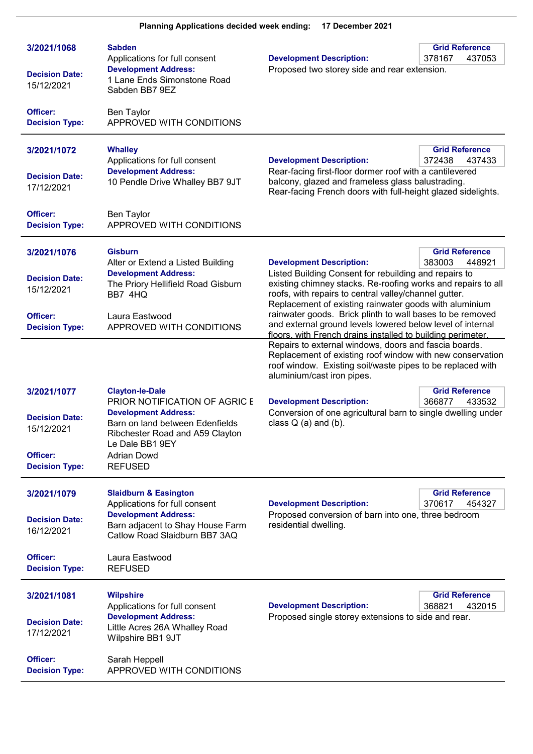**Planning Applications decided week ending: 17 December 2021**

---

**3/2021/1068**

**Sabden**
Applications for full consent

**Development Address:**
1 Lane Ends Simonstone Road Sabden BB7 9EZ

**Decision Date:** 15/12/2021

**Development Description:**
Proposed two storey side and rear extension.

**Grid Reference:** 378167 437053

**Officer:** Ben Taylor
**Decision Type:** APPROVED WITH CONDITIONS

---

**3/2021/1072**

**Whalley**
Applications for full consent

**Development Address:**
10 Pendle Drive Whalley BB7 9JT

**Decision Date:** 17/12/2021

**Development Description:**
Rear-facing first-floor dormer roof with a cantilevered balcony, glazed and frameless glass balustrading. Rear-facing French doors with full-height glazed sidelights.

**Grid Reference:** 372438 437433

**Officer:** Ben Taylor
**Decision Type:** APPROVED WITH CONDITIONS

---

**3/2021/1076**

**Gisburn**
Alter or Extend a Listed Building

**Development Address:**
The Priory Hellifield Road Gisburn BB7 4HQ

**Decision Date:** 15/12/2021

**Development Description:**
Listed Building Consent for rebuilding and repairs to existing chimney stacks. Re-roofing works and repairs to all roofs, with repairs to central valley/channel gutter. Replacement of existing rainwater goods with aluminium rainwater goods. Brick plinth to wall bases to be removed and external ground levels lowered below level of internal floors, with French drains installed to building perimeter. Repairs to external windows, doors and fascia boards. Replacement of existing roof window with new conservation roof window. Existing soil/waste pipes to be replaced with aluminium/cast iron pipes.

**Grid Reference:** 383003 448921

**Officer:** Laura Eastwood
**Decision Type:** APPROVED WITH CONDITIONS

---

**3/2021/1077**

**Clayton-le-Dale**
PRIOR NOTIFICATION OF AGRIC E

**Development Address:**
Barn on land between Edenfields Ribchester Road and A59 Clayton Le Dale BB1 9EY

**Decision Date:** 15/12/2021

**Development Description:**
Conversion of one agricultural barn to single dwelling under class Q (a) and (b).

**Grid Reference:** 366877 433532

**Officer:** Adrian Dowd
**Decision Type:** REFUSED

---

**3/2021/1079**

**Slaidburn & Easington**
Applications for full consent

**Development Address:**
Barn adjacent to Shay House Farm Catlow Road Slaidburn BB7 3AQ

**Decision Date:** 16/12/2021

**Development Description:**
Proposed conversion of barn into one, three bedroom residential dwelling.

**Grid Reference:** 370617 454327

**Officer:** Laura Eastwood
**Decision Type:** REFUSED

---

**3/2021/1081**

**Wilpshire**
Applications for full consent

**Development Address:**
Little Acres 26A Whalley Road Wilpshire BB1 9JT

**Decision Date:** 17/12/2021

**Development Description:**
Proposed single storey extensions to side and rear.

**Grid Reference:** 368821 432015

**Officer:** Sarah Heppell
**Decision Type:** APPROVED WITH CONDITIONS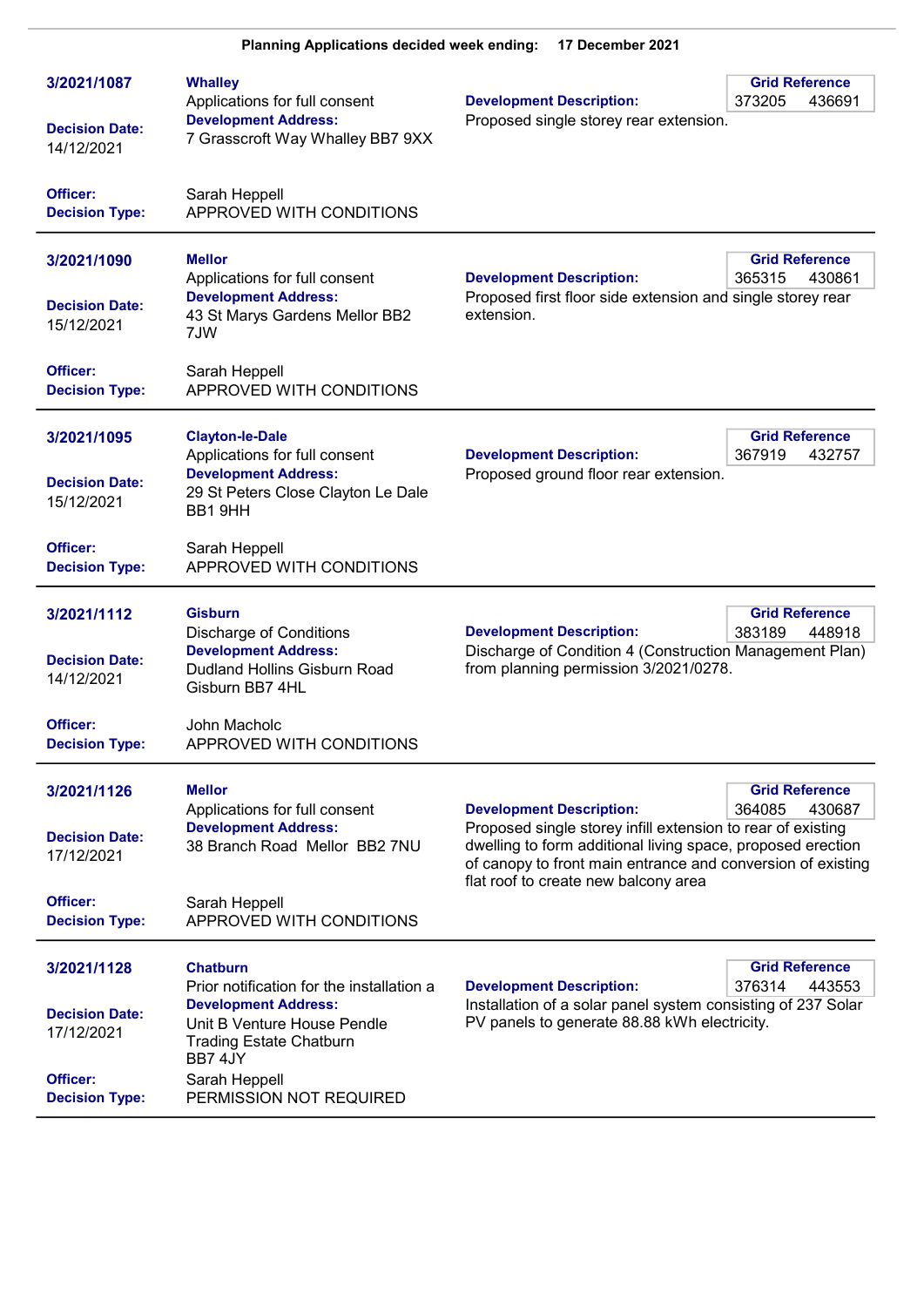**Planning Applications decided week ending: 17 December 2021**

---

**3/2021/1087**

**Whalley**
Applications for full consent

**Development Address:**
7 Grasscroft Way Whalley BB7 9XX

**Decision Date:** 14/12/2021

**Development Description:**
Proposed single storey rear extension.

**Grid Reference:** 373205 436691

**Officer:** Sarah Heppell
**Decision Type:** APPROVED WITH CONDITIONS

---

**3/2021/1090**

**Mellor**
Applications for full consent

**Development Address:**
43 St Marys Gardens Mellor BB2 7JW

**Decision Date:** 15/12/2021

**Development Description:**
Proposed first floor side extension and single storey rear extension.

**Grid Reference:** 365315 430861

**Officer:** Sarah Heppell
**Decision Type:** APPROVED WITH CONDITIONS

---

**3/2021/1095**

**Clayton-le-Dale**
Applications for full consent

**Development Address:**
29 St Peters Close Clayton Le Dale BB1 9HH

**Decision Date:** 15/12/2021

**Development Description:**
Proposed ground floor rear extension.

**Grid Reference:** 367919 432757

**Officer:** Sarah Heppell
**Decision Type:** APPROVED WITH CONDITIONS

---

**3/2021/1112**

**Gisburn**
Discharge of Conditions

**Development Address:**
Dudland Hollins Gisburn Road Gisburn BB7 4HL

**Decision Date:** 14/12/2021

**Development Description:**
Discharge of Condition 4 (Construction Management Plan) from planning permission 3/2021/0278.

**Grid Reference:** 383189 448918

**Officer:** John Macholc
**Decision Type:** APPROVED WITH CONDITIONS

---

**3/2021/1126**

**Mellor**
Applications for full consent

**Development Address:**
38 Branch Road Mellor BB2 7NU

**Decision Date:** 17/12/2021

**Development Description:**
Proposed single storey infill extension to rear of existing dwelling to form additional living space, proposed erection of canopy to front main entrance and conversion of existing flat roof to create new balcony area

**Grid Reference:** 364085 430687

**Officer:** Sarah Heppell
**Decision Type:** APPROVED WITH CONDITIONS

---

**3/2021/1128**

**Chatburn**
Prior notification for the installation a

**Development Address:**
Unit B Venture House Pendle Trading Estate Chatburn BB7 4JY

**Decision Date:** 17/12/2021

**Development Description:**
Installation of a solar panel system consisting of 237 Solar PV panels to generate 88.88 kWh electricity.

**Grid Reference:** 376314 443553

**Officer:** Sarah Heppell
**Decision Type:** PERMISSION NOT REQUIRED

---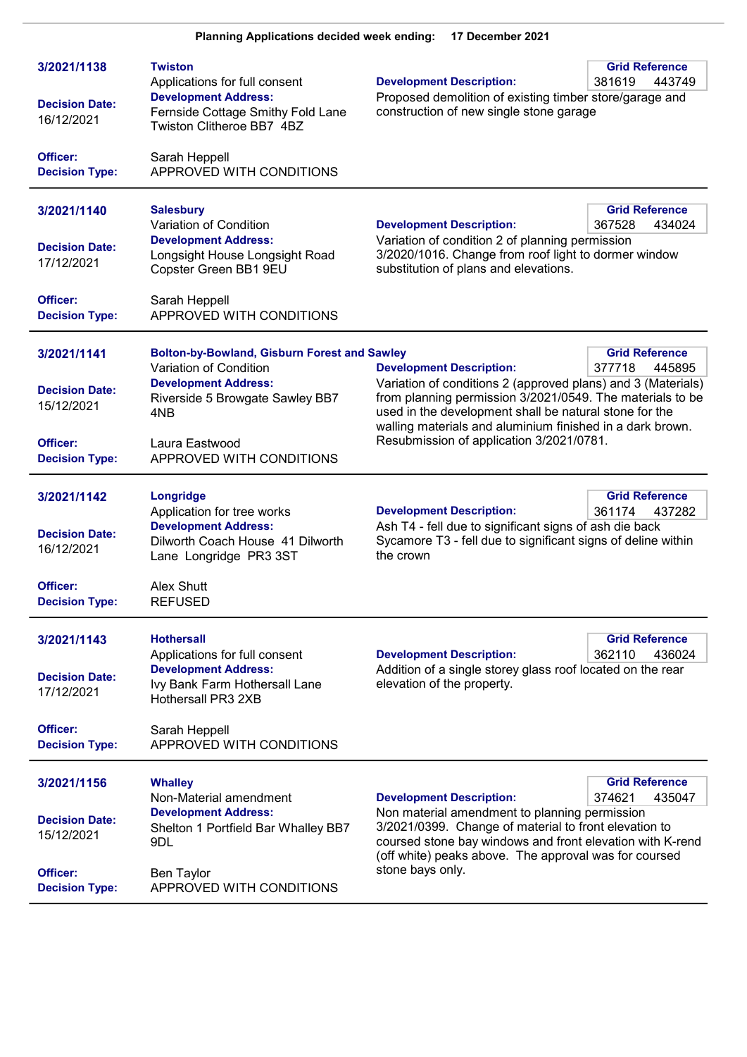**Planning Applications decided week ending: 17 December 2021**

---

**3/2021/1138**

**Twiston**
Applications for full consent

**Development Address:**
Fernside Cottage Smithy Fold Lane Twiston Clitheroe BB7 4BZ

**Grid Reference:** 381619 443749

**Development Description:**
Proposed demolition of existing timber store/garage and construction of new single stone garage

**Decision Date:** 16/12/2021

**Officer:** Sarah Heppell

**Decision Type:** APPROVED WITH CONDITIONS

---

**3/2021/1140**

**Salesbury**
Variation of Condition

**Development Address:**
Longsight House Longsight Road Copster Green BB1 9EU

**Grid Reference:** 367528 434024

**Development Description:**
Variation of condition 2 of planning permission 3/2020/1016. Change from roof light to dormer window substitution of plans and elevations.

**Decision Date:** 17/12/2021

**Officer:** Sarah Heppell

**Decision Type:** APPROVED WITH CONDITIONS

---

**3/2021/1141**

**Bolton-by-Bowland, Gisburn Forest and Sawley**
Variation of Condition

**Development Address:**
Riverside 5 Browgate Sawley BB7 4NB

**Grid Reference:** 377718 445895

**Development Description:**
Variation of conditions 2 (approved plans) and 3 (Materials) from planning permission 3/2021/0549. The materials to be used in the development shall be natural stone for the walling materials and aluminium finished in a dark brown. Resubmission of application 3/2021/0781.

**Decision Date:** 15/12/2021

**Officer:** Laura Eastwood

**Decision Type:** APPROVED WITH CONDITIONS

---

**3/2021/1142**

**Longridge**
Application for tree works

**Development Address:**
Dilworth Coach House 41 Dilworth Lane Longridge PR3 3ST

**Grid Reference:** 361174 437282

**Development Description:**
Ash T4 - fell due to significant signs of ash die back
Sycamore T3 - fell due to significant signs of deline within the crown

**Decision Date:** 16/12/2021

**Officer:** Alex Shutt

**Decision Type:** REFUSED

---

**3/2021/1143**

**Hothersall**
Applications for full consent

**Development Address:**
Ivy Bank Farm Hothersall Lane Hothersall PR3 2XB

**Grid Reference:** 362110 436024

**Development Description:**
Addition of a single storey glass roof located on the rear elevation of the property.

**Decision Date:** 17/12/2021

**Officer:** Sarah Heppell

**Decision Type:** APPROVED WITH CONDITIONS

---

**3/2021/1156**

**Whalley**
Non-Material amendment

**Development Address:**
Shelton 1 Portfield Bar Whalley BB7 9DL

**Grid Reference:** 374621 435047

**Development Description:**
Non material amendment to planning permission 3/2021/0399. Change of material to front elevation to coursed stone bay windows and front elevation with K-rend (off white) peaks above. The approval was for coursed stone bays only.

**Decision Date:** 15/12/2021

**Officer:** Ben Taylor

**Decision Type:** APPROVED WITH CONDITIONS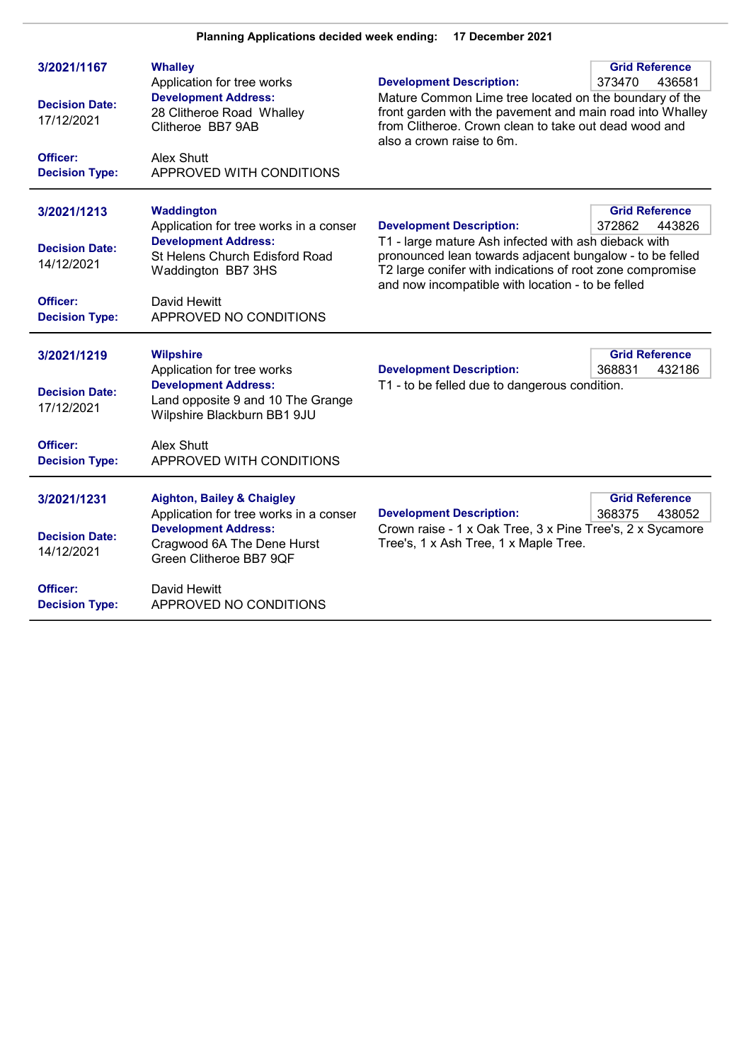**Planning Applications decided week ending: 17 December 2021**

---

**3/2021/1167**

**Whalley**
Application for tree works

**Decision Date:** 17/12/2021

**Development Address:**
28 Clitheroe Road Whalley
Clitheroe BB7 9AB

**Development Description:**
Mature Common Lime tree located on the boundary of the front garden with the pavement and main road into Whalley from Clitheroe. Crown clean to take out dead wood and also a crown raise to 6m.

**Grid Reference** 373470 436581

**Officer:** Alex Shutt
**Decision Type:** APPROVED WITH CONDITIONS

---

**3/2021/1213**

**Waddington**
Application for tree works in a conser

**Decision Date:** 14/12/2021

**Development Address:**
St Helens Church Edisford Road
Waddington BB7 3HS

**Development Description:**
T1 - large mature Ash infected with ash dieback with pronounced lean towards adjacent bungalow - to be felled
T2 large conifer with indications of root zone compromise and now incompatible with location - to be felled

**Grid Reference** 372862 443826

**Officer:** David Hewitt
**Decision Type:** APPROVED NO CONDITIONS

---

**3/2021/1219**

**Wilpshire**
Application for tree works

**Decision Date:** 17/12/2021

**Development Address:**
Land opposite 9 and 10 The Grange
Wilpshire Blackburn BB1 9JU

**Development Description:**
T1 - to be felled due to dangerous condition.

**Grid Reference** 368831 432186

**Officer:** Alex Shutt
**Decision Type:** APPROVED WITH CONDITIONS

---

**3/2021/1231**

**Aighton, Bailey & Chaigley**
Application for tree works in a conser

**Decision Date:** 14/12/2021

**Development Address:**
Cragwood 6A The Dene Hurst
Green Clitheroe BB7 9QF

**Development Description:**
Crown raise - 1 x Oak Tree, 3 x Pine Tree's, 2 x Sycamore Tree's, 1 x Ash Tree, 1 x Maple Tree.

**Grid Reference** 368375 438052

**Officer:** David Hewitt
**Decision Type:** APPROVED NO CONDITIONS

---